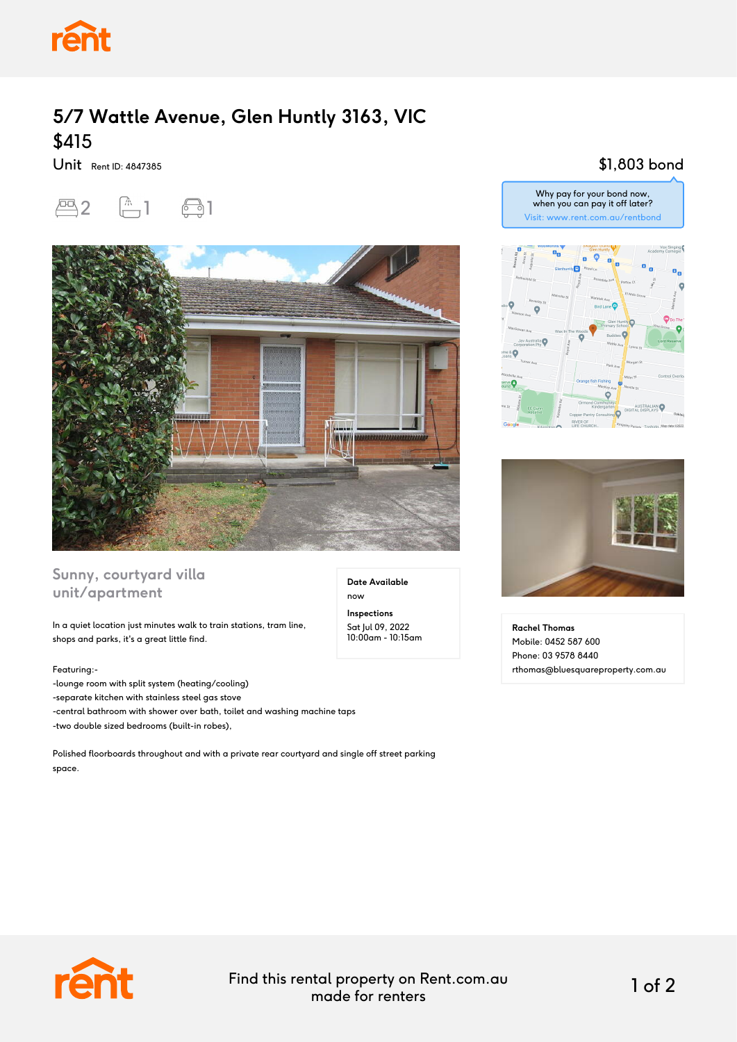# 5/7 Wattle Avenue, Glen Huntly 3163, VIC

## $415

Unit Rent ID: 4847385

2 bedrooms | 1 bathroom | 1 parking

$1,803 bond

Why pay for your bond now, when you can pay it off later?
Visit: www.rent.com.au/rentbond

## Sunny, courtyard villa unit/apartment

**Date Available**
now

**Inspections**
Sat Jul 09, 2022
10:00am - 10:15am

In a quiet location just minutes walk to train stations, tram line, shops and parks, it's a great little find.

Featuring:-
-lounge room with split system (heating/cooling)
-separate kitchen with stainless steel gas stove
-central bathroom with shower over bath, toilet and washing machine taps
-two double sized bedrooms (built-in robes),

Polished floorboards throughout and with a private rear courtyard and single off street parking space.

**Rachel Thomas**
Mobile: 0452 587 600
Phone: 03 9578 8440
rthomas@bluesquareproperty.com.au

Find this rental property on Rent.com.au made for renters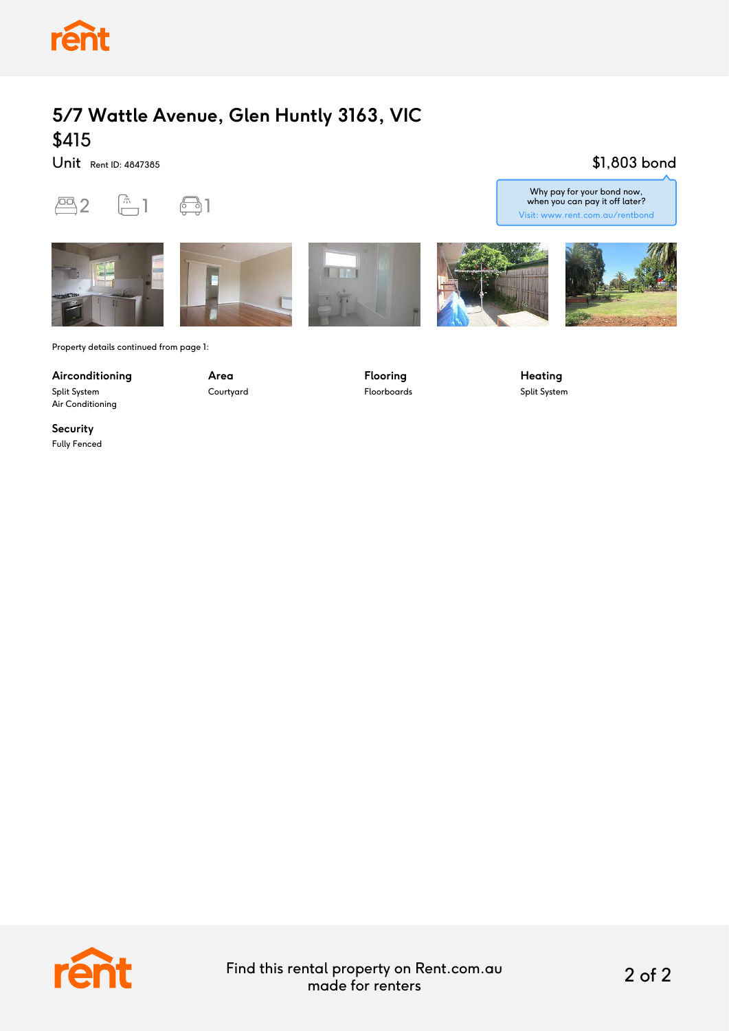# 5/7 Wattle Avenue, Glen Huntly 3163, VIC

$415

Unit Rent ID: 4847385

$1,803 bond

Why pay for your bond now, when you can pay it off later?
Visit: www.rent.com.au/rentbond

2 1 1

Property details continued from page 1:

**Airconditioning**
Split System
Air Conditioning

**Area**
Courtyard

**Flooring**
Floorboards

**Heating**
Split System

**Security**
Fully Fenced

Find this rental property on Rent.com.au made for renters